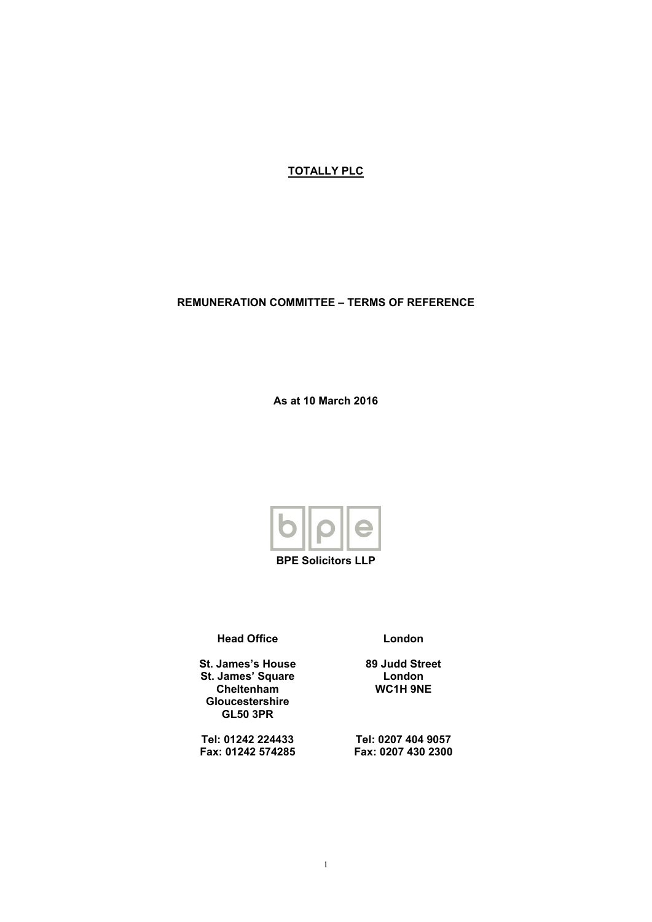**TOTALLY PLC**

**REMUNERATION COMMITTEE – TERMS OF REFERENCE**

**As at 10 March 2016**

**BPE Solicitors LLP**

| **Head Office** | **London** |
| --- | --- |
| **St. James's House** | **89 Judd Street** |
| **St. James' Square** | **London** |
| **Cheltenham** | **WC1H 9NE** |
| **Gloucestershire** | |
| **GL50 3PR** | |
| **Tel: 01242 224433** | **Tel: 0207 404 9057** |
| **Fax: 01242 574285** | **Fax: 0207 430 2300** |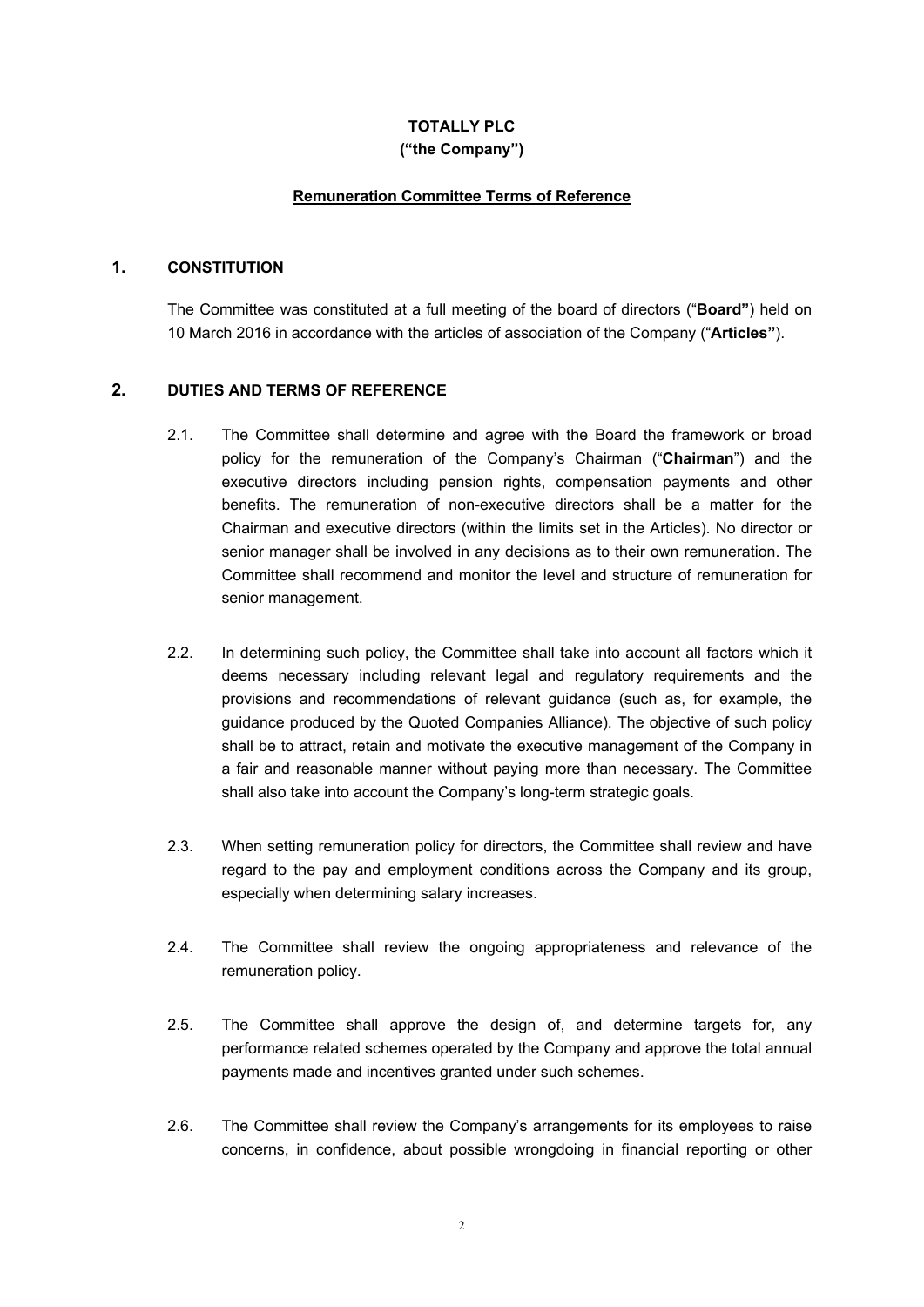**TOTALLY PLC**
**("the Company")**

**Remuneration Committee Terms of Reference**

## 1. CONSTITUTION

The Committee was constituted at a full meeting of the board of directors ("**Board"**) held on 10 March 2016 in accordance with the articles of association of the Company ("**Articles"**).

## 2. DUTIES AND TERMS OF REFERENCE

2.1. The Committee shall determine and agree with the Board the framework or broad policy for the remuneration of the Company's Chairman ("**Chairman**") and the executive directors including pension rights, compensation payments and other benefits. The remuneration of non-executive directors shall be a matter for the Chairman and executive directors (within the limits set in the Articles). No director or senior manager shall be involved in any decisions as to their own remuneration. The Committee shall recommend and monitor the level and structure of remuneration for senior management.

2.2. In determining such policy, the Committee shall take into account all factors which it deems necessary including relevant legal and regulatory requirements and the provisions and recommendations of relevant guidance (such as, for example, the guidance produced by the Quoted Companies Alliance). The objective of such policy shall be to attract, retain and motivate the executive management of the Company in a fair and reasonable manner without paying more than necessary. The Committee shall also take into account the Company's long-term strategic goals.

2.3. When setting remuneration policy for directors, the Committee shall review and have regard to the pay and employment conditions across the Company and its group, especially when determining salary increases.

2.4. The Committee shall review the ongoing appropriateness and relevance of the remuneration policy.

2.5. The Committee shall approve the design of, and determine targets for, any performance related schemes operated by the Company and approve the total annual payments made and incentives granted under such schemes.

2.6. The Committee shall review the Company's arrangements for its employees to raise concerns, in confidence, about possible wrongdoing in financial reporting or other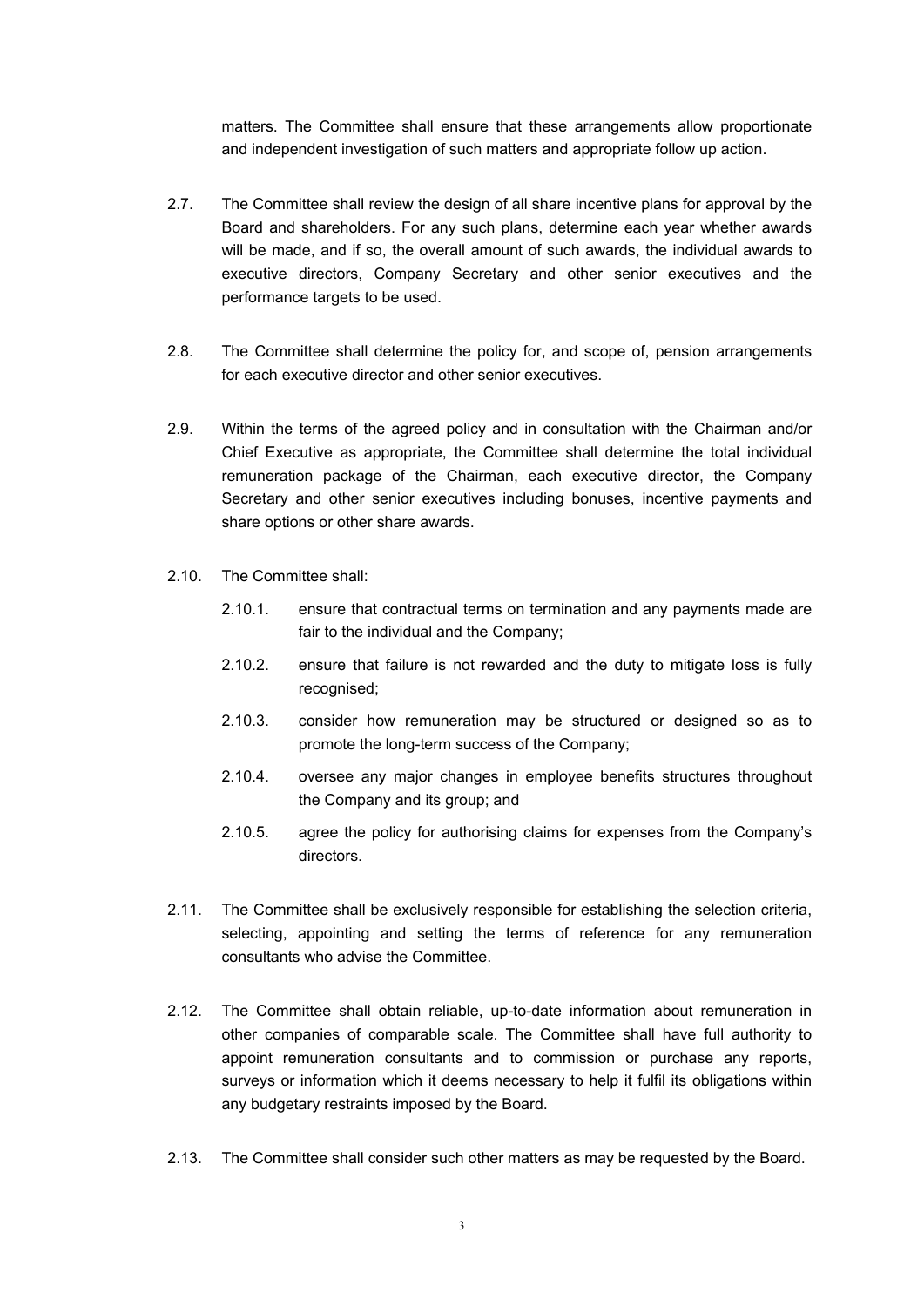matters. The Committee shall ensure that these arrangements allow proportionate and independent investigation of such matters and appropriate follow up action.

2.7. The Committee shall review the design of all share incentive plans for approval by the Board and shareholders. For any such plans, determine each year whether awards will be made, and if so, the overall amount of such awards, the individual awards to executive directors, Company Secretary and other senior executives and the performance targets to be used.

2.8. The Committee shall determine the policy for, and scope of, pension arrangements for each executive director and other senior executives.

2.9. Within the terms of the agreed policy and in consultation with the Chairman and/or Chief Executive as appropriate, the Committee shall determine the total individual remuneration package of the Chairman, each executive director, the Company Secretary and other senior executives including bonuses, incentive payments and share options or other share awards.

2.10. The Committee shall:

2.10.1. ensure that contractual terms on termination and any payments made are fair to the individual and the Company;

2.10.2. ensure that failure is not rewarded and the duty to mitigate loss is fully recognised;

2.10.3. consider how remuneration may be structured or designed so as to promote the long-term success of the Company;

2.10.4. oversee any major changes in employee benefits structures throughout the Company and its group; and

2.10.5. agree the policy for authorising claims for expenses from the Company's directors.

2.11. The Committee shall be exclusively responsible for establishing the selection criteria, selecting, appointing and setting the terms of reference for any remuneration consultants who advise the Committee.

2.12. The Committee shall obtain reliable, up-to-date information about remuneration in other companies of comparable scale. The Committee shall have full authority to appoint remuneration consultants and to commission or purchase any reports, surveys or information which it deems necessary to help it fulfil its obligations within any budgetary restraints imposed by the Board.

2.13. The Committee shall consider such other matters as may be requested by the Board.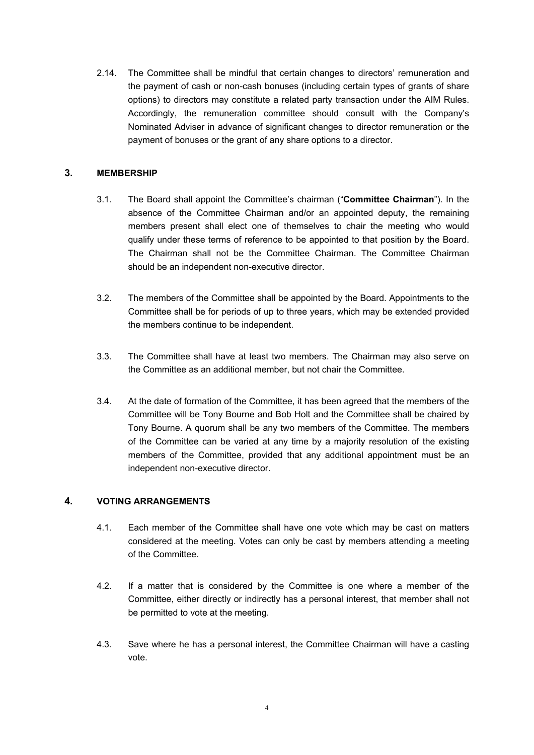2.14. The Committee shall be mindful that certain changes to directors' remuneration and the payment of cash or non-cash bonuses (including certain types of grants of share options) to directors may constitute a related party transaction under the AIM Rules. Accordingly, the remuneration committee should consult with the Company's Nominated Adviser in advance of significant changes to director remuneration or the payment of bonuses or the grant of any share options to a director.

## 3. MEMBERSHIP

3.1. The Board shall appoint the Committee's chairman ("**Committee Chairman**"). In the absence of the Committee Chairman and/or an appointed deputy, the remaining members present shall elect one of themselves to chair the meeting who would qualify under these terms of reference to be appointed to that position by the Board. The Chairman shall not be the Committee Chairman. The Committee Chairman should be an independent non-executive director.

3.2. The members of the Committee shall be appointed by the Board. Appointments to the Committee shall be for periods of up to three years, which may be extended provided the members continue to be independent.

3.3. The Committee shall have at least two members. The Chairman may also serve on the Committee as an additional member, but not chair the Committee.

3.4. At the date of formation of the Committee, it has been agreed that the members of the Committee will be Tony Bourne and Bob Holt and the Committee shall be chaired by Tony Bourne. A quorum shall be any two members of the Committee. The members of the Committee can be varied at any time by a majority resolution of the existing members of the Committee, provided that any additional appointment must be an independent non-executive director.

## 4. VOTING ARRANGEMENTS

4.1. Each member of the Committee shall have one vote which may be cast on matters considered at the meeting. Votes can only be cast by members attending a meeting of the Committee.

4.2. If a matter that is considered by the Committee is one where a member of the Committee, either directly or indirectly has a personal interest, that member shall not be permitted to vote at the meeting.

4.3. Save where he has a personal interest, the Committee Chairman will have a casting vote.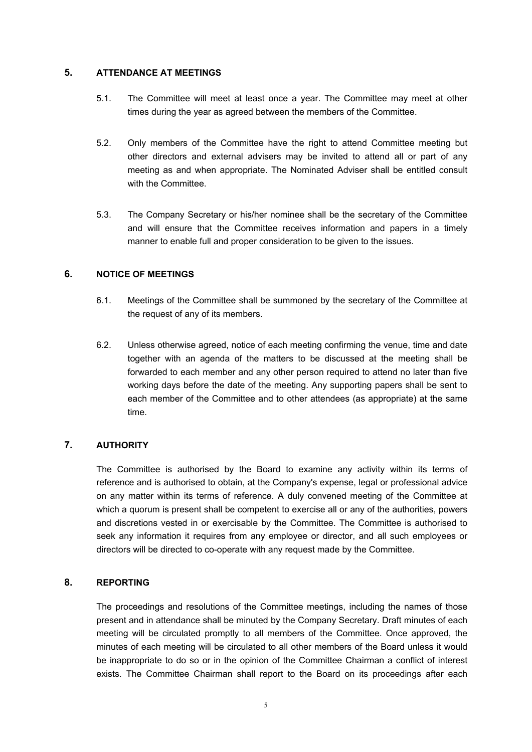## 5. ATTENDANCE AT MEETINGS

5.1. The Committee will meet at least once a year. The Committee may meet at other times during the year as agreed between the members of the Committee.

5.2. Only members of the Committee have the right to attend Committee meeting but other directors and external advisers may be invited to attend all or part of any meeting as and when appropriate. The Nominated Adviser shall be entitled consult with the Committee.

5.3. The Company Secretary or his/her nominee shall be the secretary of the Committee and will ensure that the Committee receives information and papers in a timely manner to enable full and proper consideration to be given to the issues.

## 6. NOTICE OF MEETINGS

6.1. Meetings of the Committee shall be summoned by the secretary of the Committee at the request of any of its members.

6.2. Unless otherwise agreed, notice of each meeting confirming the venue, time and date together with an agenda of the matters to be discussed at the meeting shall be forwarded to each member and any other person required to attend no later than five working days before the date of the meeting. Any supporting papers shall be sent to each member of the Committee and to other attendees (as appropriate) at the same time.

## 7. AUTHORITY

The Committee is authorised by the Board to examine any activity within its terms of reference and is authorised to obtain, at the Company's expense, legal or professional advice on any matter within its terms of reference. A duly convened meeting of the Committee at which a quorum is present shall be competent to exercise all or any of the authorities, powers and discretions vested in or exercisable by the Committee. The Committee is authorised to seek any information it requires from any employee or director, and all such employees or directors will be directed to co-operate with any request made by the Committee.

## 8. REPORTING

The proceedings and resolutions of the Committee meetings, including the names of those present and in attendance shall be minuted by the Company Secretary. Draft minutes of each meeting will be circulated promptly to all members of the Committee. Once approved, the minutes of each meeting will be circulated to all other members of the Board unless it would be inappropriate to do so or in the opinion of the Committee Chairman a conflict of interest exists. The Committee Chairman shall report to the Board on its proceedings after each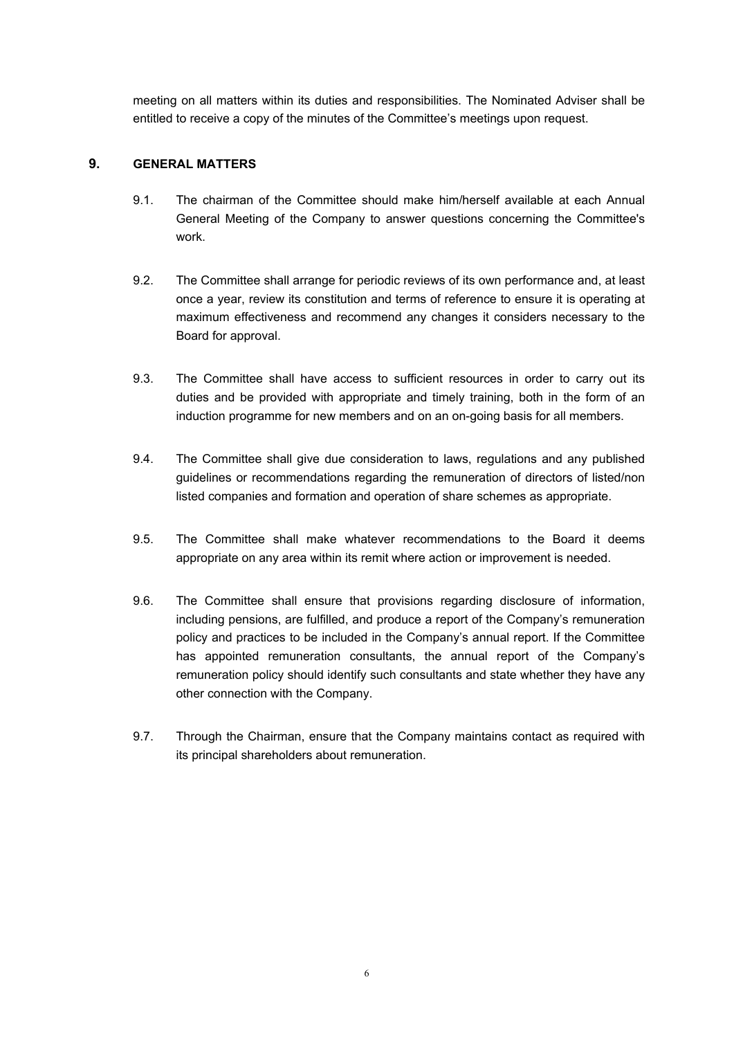meeting on all matters within its duties and responsibilities. The Nominated Adviser shall be entitled to receive a copy of the minutes of the Committee's meetings upon request.

## 9. GENERAL MATTERS

9.1. The chairman of the Committee should make him/herself available at each Annual General Meeting of the Company to answer questions concerning the Committee's work.

9.2. The Committee shall arrange for periodic reviews of its own performance and, at least once a year, review its constitution and terms of reference to ensure it is operating at maximum effectiveness and recommend any changes it considers necessary to the Board for approval.

9.3. The Committee shall have access to sufficient resources in order to carry out its duties and be provided with appropriate and timely training, both in the form of an induction programme for new members and on an on-going basis for all members.

9.4. The Committee shall give due consideration to laws, regulations and any published guidelines or recommendations regarding the remuneration of directors of listed/non listed companies and formation and operation of share schemes as appropriate.

9.5. The Committee shall make whatever recommendations to the Board it deems appropriate on any area within its remit where action or improvement is needed.

9.6. The Committee shall ensure that provisions regarding disclosure of information, including pensions, are fulfilled, and produce a report of the Company's remuneration policy and practices to be included in the Company's annual report. If the Committee has appointed remuneration consultants, the annual report of the Company's remuneration policy should identify such consultants and state whether they have any other connection with the Company.

9.7. Through the Chairman, ensure that the Company maintains contact as required with its principal shareholders about remuneration.